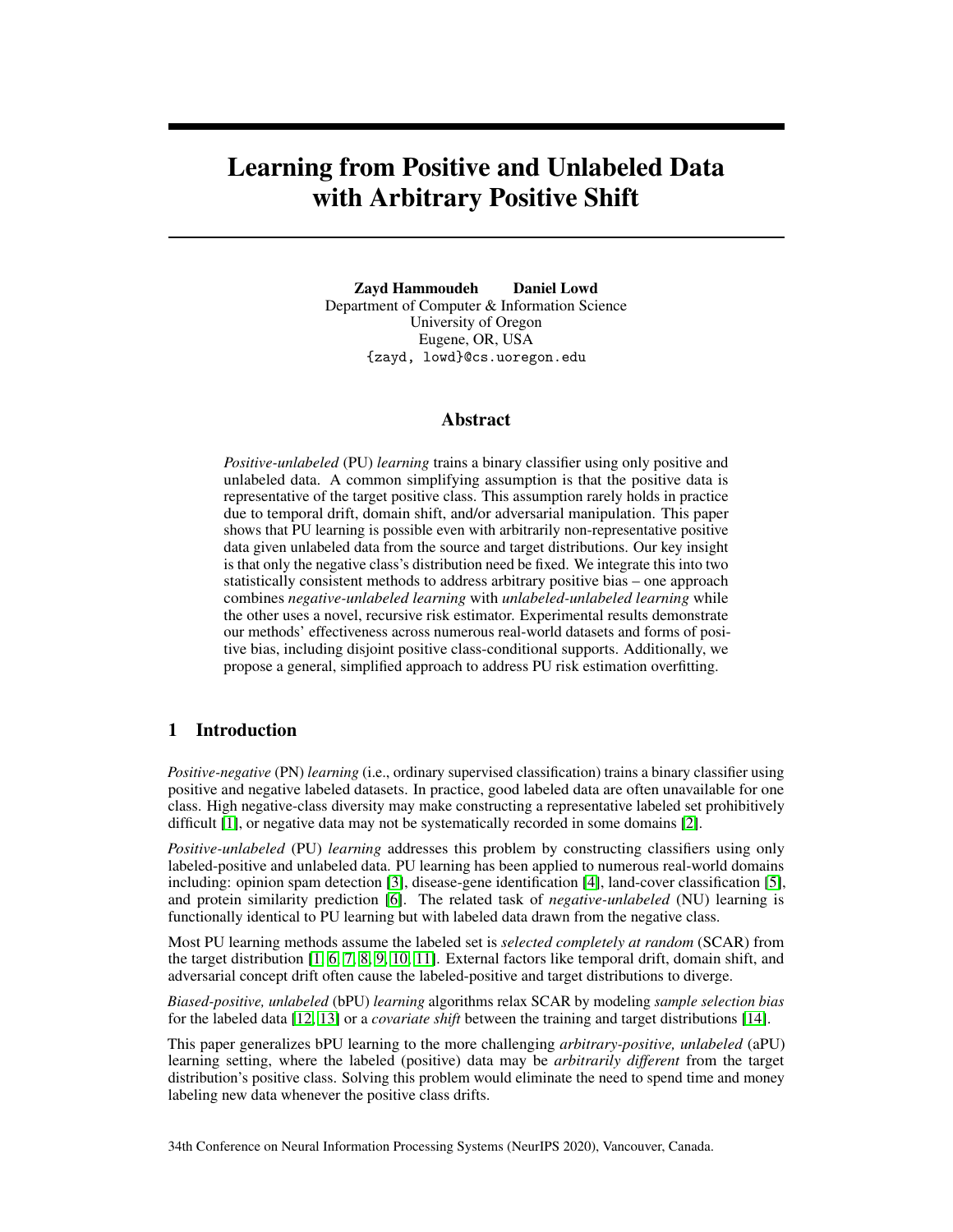# Learning from Positive and Unlabeled Data with Arbitrary Positive Shift

**Zayd Hammoudeh** **Daniel Lowd**
Department of Computer & Information Science
University of Oregon
Eugene, OR, USA
{zayd, lowd}@cs.uoregon.edu

## Abstract

*Positive-unlabeled* (PU) *learning* trains a binary classifier using only positive and unlabeled data. A common simplifying assumption is that the positive data is representative of the target positive class. This assumption rarely holds in practice due to temporal drift, domain shift, and/or adversarial manipulation. This paper shows that PU learning is possible even with arbitrarily non-representative positive data given unlabeled data from the source and target distributions. Our key insight is that only the negative class's distribution need be fixed. We integrate this into two statistically consistent methods to address arbitrary positive bias – one approach combines *negative-unlabeled learning* with *unlabeled-unlabeled learning* while the other uses a novel, recursive risk estimator. Experimental results demonstrate our methods' effectiveness across numerous real-world datasets and forms of positive bias, including disjoint positive class-conditional supports. Additionally, we propose a general, simplified approach to address PU risk estimation overfitting.

## 1 Introduction

*Positive-negative* (PN) *learning* (i.e., ordinary supervised classification) trains a binary classifier using positive and negative labeled datasets. In practice, good labeled data are often unavailable for one class. High negative-class diversity may make constructing a representative labeled set prohibitively difficult [1], or negative data may not be systematically recorded in some domains [2].

*Positive-unlabeled* (PU) *learning* addresses this problem by constructing classifiers using only labeled-positive and unlabeled data. PU learning has been applied to numerous real-world domains including: opinion spam detection [3], disease-gene identification [4], land-cover classification [5], and protein similarity prediction [6]. The related task of *negative-unlabeled* (NU) learning is functionally identical to PU learning but with labeled data drawn from the negative class.

Most PU learning methods assume the labeled set is *selected completely at random* (SCAR) from the target distribution [1, 6, 7, 8, 9, 10, 11]. External factors like temporal drift, domain shift, and adversarial concept drift often cause the labeled-positive and target distributions to diverge.

*Biased-positive, unlabeled* (bPU) *learning* algorithms relax SCAR by modeling *sample selection bias* for the labeled data [12, 13] or a *covariate shift* between the training and target distributions [14].

This paper generalizes bPU learning to the more challenging *arbitrary-positive, unlabeled* (aPU) learning setting, where the labeled (positive) data may be *arbitrarily different* from the target distribution's positive class. Solving this problem would eliminate the need to spend time and money labeling new data whenever the positive class drifts.

34th Conference on Neural Information Processing Systems (NeurIPS 2020), Vancouver, Canada.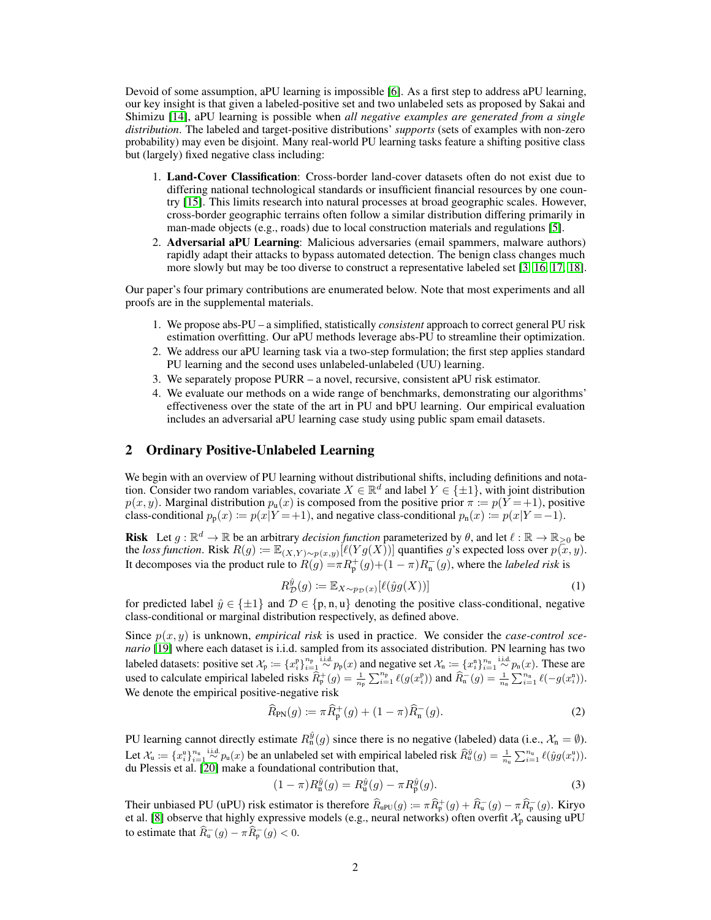Devoid of some assumption, aPU learning is impossible [6]. As a first step to address aPU learning, our key insight is that given a labeled-positive set and two unlabeled sets as proposed by Sakai and Shimizu [14], aPU learning is possible when *all negative examples are generated from a single distribution*. The labeled and target-positive distributions' *supports* (sets of examples with non-zero probability) may even be disjoint. Many real-world PU learning tasks feature a shifting positive class but (largely) fixed negative class including:

1. **Land-Cover Classification**: Cross-border land-cover datasets often do not exist due to differing national technological standards or insufficient financial resources by one country [15]. This limits research into natural processes at broad geographic scales. However, cross-border geographic terrains often follow a similar distribution differing primarily in man-made objects (e.g., roads) due to local construction materials and regulations [5].
2. **Adversarial aPU Learning**: Malicious adversaries (email spammers, malware authors) rapidly adapt their attacks to bypass automated detection. The benign class changes much more slowly but may be too diverse to construct a representative labeled set [3, 16, 17, 18].

Our paper's four primary contributions are enumerated below. Note that most experiments and all proofs are in the supplemental materials.

1. We propose abs-PU – a simplified, statistically *consistent* approach to correct general PU risk estimation overfitting. Our aPU methods leverage abs-PU to streamline their optimization.
2. We address our aPU learning task via a two-step formulation; the first step applies standard PU learning and the second uses unlabeled-unlabeled (UU) learning.
3. We separately propose PURR – a novel, recursive, consistent aPU risk estimator.
4. We evaluate our methods on a wide range of benchmarks, demonstrating our algorithms' effectiveness over the state of the art in PU and bPU learning. Our empirical evaluation includes an adversarial aPU learning case study using public spam email datasets.

## 2 Ordinary Positive-Unlabeled Learning

We begin with an overview of PU learning without distributional shifts, including definitions and notation. Consider two random variables, covariate $X \in \mathbb{R}^d$ and label $Y \in \{\pm 1\}$, with joint distribution $p(x, y)$. Marginal distribution $p_{\text{u}}(x)$ is composed from the positive prior $\pi := p(Y = +1)$, positive class-conditional $p_{\text{p}}(x) := p(x|Y = +1)$, and negative class-conditional $p_{\text{n}}(x) := p(x|Y = -1)$.

**Risk** Let $g : \mathbb{R}^d \to \mathbb{R}$ be an arbitrary *decision function* parameterized by $\theta$, and let $\ell : \mathbb{R} \to \mathbb{R}_{\geq 0}$ be the *loss function*. Risk $R(g) := \mathbb{E}_{(X,Y)\sim p(x,y)}[\ell(Yg(X))]$ quantifies $g$'s expected loss over $p(x, y)$. It decomposes via the product rule to $R(g) = \pi R_{\text{p}}^{+}(g) + (1 - \pi) R_{\text{n}}^{-}(g)$, where the *labeled risk* is

$$R_{\mathcal{D}}^{\hat{y}}(g) := \mathbb{E}_{X \sim p_{\mathcal{D}}(x)}[\ell(\hat{y} g(X))] \tag{1}$$

for predicted label $\hat{y} \in \{\pm 1\}$ and $\mathcal{D} \in \{\text{p}, \text{n}, \text{u}\}$ denoting the positive class-conditional, negative class-conditional or marginal distribution respectively, as defined above.

Since $p(x, y)$ is unknown, *empirical risk* is used in practice. We consider the *case-control scenario* [19] where each dataset is i.i.d. sampled from its associated distribution. PN learning has two labeled datasets: positive set $\mathcal{X}_{\text{p}} := \{x_i^{\text{p}}\}_{i=1}^{n_{\text{p}}} \overset{\text{i.i.d.}}{\sim} p_{\text{p}}(x)$ and negative set $\mathcal{X}_{\text{n}} := \{x_i^{\text{n}}\}_{i=1}^{n_{\text{n}}} \overset{\text{i.i.d.}}{\sim} p_{\text{n}}(x)$. These are used to calculate empirical labeled risks $\widehat{R}_{\text{p}}^{+}(g) = \frac{1}{n_{\text{p}}} \sum_{i=1}^{n_{\text{p}}} \ell(g(x_i^{\text{p}}))$ and $\widehat{R}_{\text{n}}^{-}(g) = \frac{1}{n_{\text{n}}} \sum_{i=1}^{n_{\text{n}}} \ell(-g(x_i^{\text{n}}))$. We denote the empirical positive-negative risk

$$\widehat{R}_{\text{PN}}(g) := \pi \widehat{R}_{\text{p}}^{+}(g) + (1 - \pi) \widehat{R}_{\text{n}}^{-}(g). \tag{2}$$

PU learning cannot directly estimate $R_{\text{n}}^{\hat{y}}(g)$ since there is no negative (labeled) data (i.e., $\mathcal{X}_{\text{n}} = \emptyset$). Let $\mathcal{X}_{\text{u}} := \{x_i^{\text{u}}\}_{i=1}^{n_{\text{u}}} \overset{\text{i.i.d.}}{\sim} p_{\text{u}}(x)$ be an unlabeled set with empirical labeled risk $\widehat{R}_{\text{u}}^{\hat{y}}(g) = \frac{1}{n_{\text{u}}} \sum_{i=1}^{n_{\text{u}}} \ell(\hat{y} g(x_i^{\text{u}}))$. du Plessis et al. [20] make a foundational contribution that,

$$(1 - \pi) R_{\text{n}}^{\hat{y}}(g) = R_{\text{u}}^{\hat{y}}(g) - \pi R_{\text{p}}^{\hat{y}}(g). \tag{3}$$

Their unbiased PU (uPU) risk estimator is therefore $\widehat{R}_{\text{uPU}}(g) := \pi \widehat{R}_{\text{p}}^{+}(g) + \widehat{R}_{\text{u}}^{-}(g) - \pi \widehat{R}_{\text{p}}^{-}(g)$. Kiryo et al. [8] observe that highly expressive models (e.g., neural networks) often overfit $\mathcal{X}_{\text{p}}$ causing uPU to estimate that $\widehat{R}_{\text{u}}^{-}(g) - \pi \widehat{R}_{\text{p}}^{-}(g) < 0$.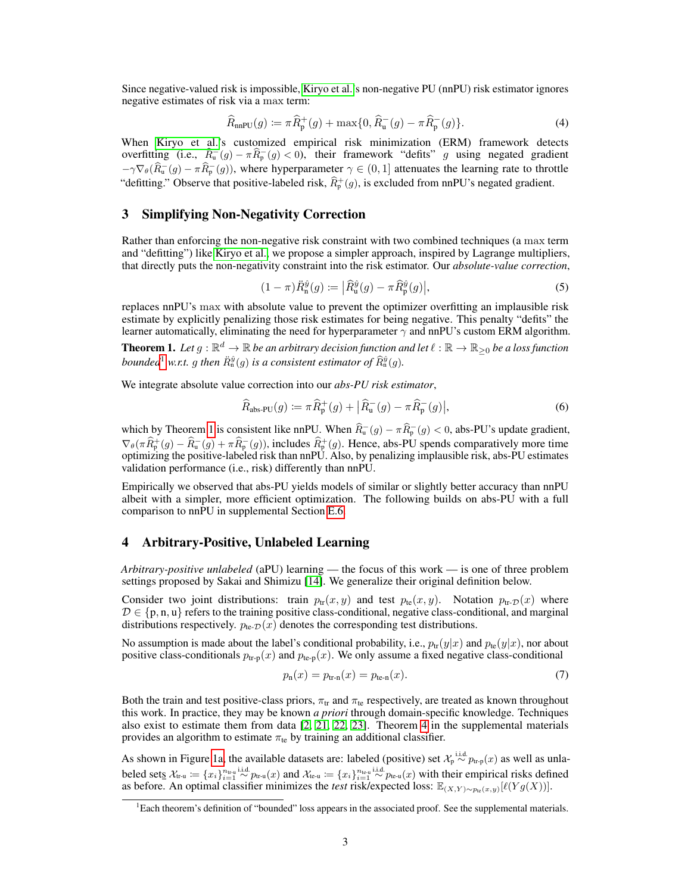Since negative-valued risk is impossible, Kiryo et al.'s non-negative PU (nnPU) risk estimator ignores negative estimates of risk via a max term:

$$\widehat{R}_{\text{nnPU}}(g) \coloneqq \pi \widehat{R}_{\text{p}}^{+}(g) + \max\{0, \widehat{R}_{\text{u}}^{-}(g) - \pi \widehat{R}_{\text{p}}^{-}(g)\}. \tag{4}$$

When Kiryo et al.'s customized empirical risk minimization (ERM) framework detects overfitting (i.e., $\widehat{R}_{\text{u}}^{-}(g) - \pi \widehat{R}_{\text{p}}^{-}(g) < 0$), their framework "defits" $g$ using negated gradient $-\gamma \nabla_{\theta}(\widehat{R}_{\text{u}}^{-}(g) - \pi \widehat{R}_{\text{p}}^{-}(g))$, where hyperparameter $\gamma \in (0, 1]$ attenuates the learning rate to throttle "defitting." Observe that positive-labeled risk, $\widehat{R}_{\text{p}}^{+}(g)$, is excluded from nnPU's negated gradient.

## 3 Simplifying Non-Negativity Correction

Rather than enforcing the non-negative risk constraint with two combined techniques (a max term and "defitting") like Kiryo et al., we propose a simpler approach, inspired by Lagrange multipliers, that directly puts the non-negativity constraint into the risk estimator. Our *absolute-value correction*,

$$(1 - \pi)\ddot{R}_{\text{n}}^{\hat{y}}(g) \coloneqq \left|\widehat{R}_{\text{u}}^{\hat{y}}(g) - \pi \widehat{R}_{\text{p}}^{\hat{y}}(g)\right|, \tag{5}$$

replaces nnPU's max with absolute value to prevent the optimizer overfitting an implausible risk estimate by explicitly penalizing those risk estimates for being negative. This penalty "defits" the learner automatically, eliminating the need for hyperparameter $\gamma$ and nnPU's custom ERM algorithm.

**Theorem 1.** *Let $g : \mathbb{R}^d \to \mathbb{R}$ be an arbitrary decision function and let $\ell : \mathbb{R} \to \mathbb{R}_{\geq 0}$ be a loss function bounded*[1] *w.r.t. $g$ then $\ddot{R}_{\text{n}}^{\hat{y}}(g)$ is a consistent estimator of $\widehat{R}_{\text{n}}^{\hat{y}}(g)$.*

We integrate absolute value correction into our *abs-PU risk estimator*,

$$\widehat{R}_{\text{abs-PU}}(g) \coloneqq \pi \widehat{R}_{\text{p}}^{+}(g) + \left|\widehat{R}_{\text{u}}^{-}(g) - \pi \widehat{R}_{\text{p}}^{-}(g)\right|, \tag{6}$$

which by Theorem 1 is consistent like nnPU. When $\widehat{R}_{\text{u}}^{-}(g) - \pi \widehat{R}_{\text{p}}^{-}(g) < 0$, abs-PU's update gradient, $\nabla_{\theta}(\pi \widehat{R}_{\text{p}}^{+}(g) - \widehat{R}_{\text{u}}^{-}(g) + \pi \widehat{R}_{\text{p}}^{-}(g))$, includes $\widehat{R}_{\text{p}}^{+}(g)$. Hence, abs-PU spends comparatively more time optimizing the positive-labeled risk than nnPU. Also, by penalizing implausible risk, abs-PU estimates validation performance (i.e., risk) differently than nnPU.

Empirically we observed that abs-PU yields models of similar or slightly better accuracy than nnPU albeit with a simpler, more efficient optimization. The following builds on abs-PU with a full comparison to nnPU in supplemental Section E.6.

## 4 Arbitrary-Positive, Unlabeled Learning

*Arbitrary-positive unlabeled* (aPU) learning — the focus of this work — is one of three problem settings proposed by Sakai and Shimizu [14]. We generalize their original definition below.

Consider two joint distributions: train $p_{\text{tr}}(x, y)$ and test $p_{\text{te}}(x, y)$. Notation $p_{\text{tr-}\mathcal{D}}(x)$ where $\mathcal{D} \in \{\text{p}, \text{n}, \text{u}\}$ refers to the training positive class-conditional, negative class-conditional, and marginal distributions respectively. $p_{\text{te-}\mathcal{D}}(x)$ denotes the corresponding test distributions.

No assumption is made about the label's conditional probability, i.e., $p_{\text{tr}}(y|x)$ and $p_{\text{te}}(y|x)$, nor about positive class-conditionals $p_{\text{tr-p}}(x)$ and $p_{\text{te-p}}(x)$. We only assume a fixed negative class-conditional

$$p_{\text{n}}(x) = p_{\text{tr-n}}(x) = p_{\text{te-n}}(x). \tag{7}$$

Both the train and test positive-class priors, $\pi_{\text{tr}}$ and $\pi_{\text{te}}$ respectively, are treated as known throughout this work. In practice, they may be known *a priori* through domain-specific knowledge. Techniques also exist to estimate them from data [2, 21, 22, 23]. Theorem 4 in the supplemental materials provides an algorithm to estimate $\pi_{\text{te}}$ by training an additional classifier.

As shown in Figure 1a, the available datasets are: labeled (positive) set $\mathcal{X}_{\text{p}} \overset{\text{i.i.d.}}{\sim} p_{\text{tr-p}}(x)$ as well as unlabeled sets $\mathcal{X}_{\text{tr-u}} \coloneqq \{x_i\}_{i=1}^{n_{\text{tr-u}}} \overset{\text{i.i.d.}}{\sim} p_{\text{tr-u}}(x)$ and $\mathcal{X}_{\text{te-u}} \coloneqq \{x_i\}_{i=1}^{n_{\text{te-u}}} \overset{\text{i.i.d.}}{\sim} p_{\text{te-u}}(x)$ with their empirical risks defined as before. An optimal classifier minimizes the *test* risk/expected loss: $\mathbb{E}_{(X,Y) \sim p_{\text{te}}(x,y)}[\ell(Yg(X))]$.

[1] Each theorem's definition of "bounded" loss appears in the associated proof. See the supplemental materials.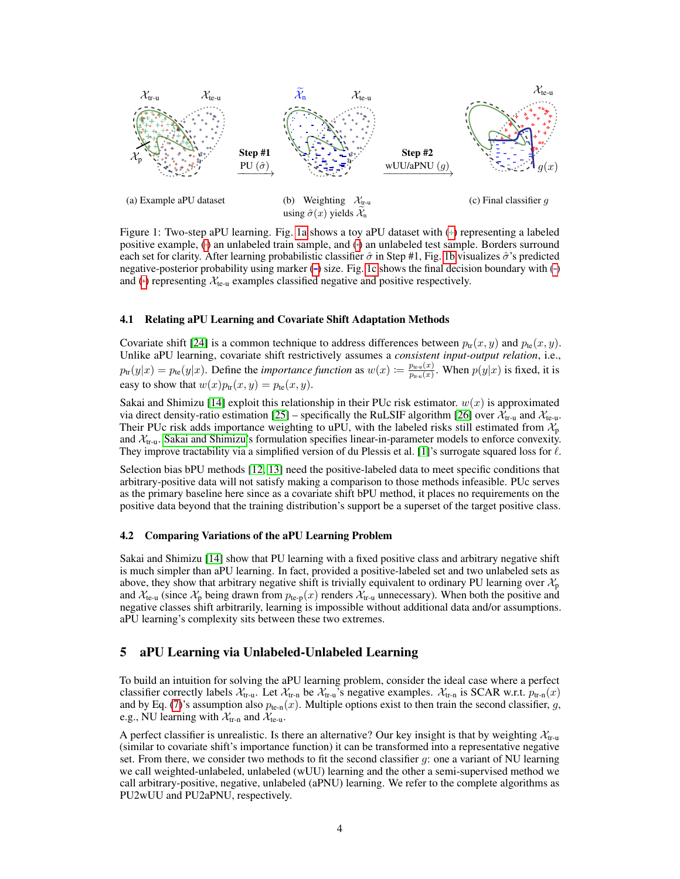$\mathcal{X}_{\text{tr-u}}$ $\mathcal{X}_{\text{te-u}}$ $\mathcal{X}_{\text{p}}$

Step #1
PU ($\hat{\sigma}$)

$\widetilde{\mathcal{X}}_{\text{n}}$ $\mathcal{X}_{\text{te-u}}$

Step #2
wUU/aPNU ($g$)

$\mathcal{X}_{\text{te-u}}$ $g(x)$

(a) Example aPU dataset

(b) Weighting $\mathcal{X}_{\text{tr-u}}$ using $\hat{\sigma}(x)$ yields $\widetilde{\mathcal{X}}_{\text{n}}$

(c) Final classifier $g$

Figure 1: Two-step aPU learning. Fig. 1a shows a toy aPU dataset with (+) representing a labeled positive example, (•) an unlabeled train sample, and (•) an unlabeled test sample. Borders surround each set for clarity. After learning probabilistic classifier $\hat{\sigma}$ in Step #1, Fig. 1b visualizes $\hat{\sigma}$'s predicted negative-posterior probability using marker (–) size. Fig. 1c shows the final decision boundary with (–) and (+) representing $\mathcal{X}_{\text{te-u}}$ examples classified negative and positive respectively.

### 4.1 Relating aPU Learning and Covariate Shift Adaptation Methods

Covariate shift [24] is a common technique to address differences between $p_{\text{tr}}(x, y)$ and $p_{\text{te}}(x, y)$. Unlike aPU learning, covariate shift restrictively assumes a *consistent input-output relation*, i.e., $p_{\text{tr}}(y|x) = p_{\text{te}}(y|x)$. Define the *importance function* as $w(x) := \frac{p_{\text{te-u}}(x)}{p_{\text{tr-u}}(x)}$. When $p(y|x)$ is fixed, it is easy to show that $w(x)p_{\text{tr}}(x, y) = p_{\text{te}}(x, y)$.

Sakai and Shimizu [14] exploit this relationship in their PUc risk estimator. $w(x)$ is approximated via direct density-ratio estimation [25] – specifically the RuLSIF algorithm [26] over $\mathcal{X}_{\text{tr-u}}$ and $\mathcal{X}_{\text{te-u}}$. Their PUc risk adds importance weighting to uPU, with the labeled risks still estimated from $\mathcal{X}_{\text{p}}$ and $\mathcal{X}_{\text{tr-u}}$. Sakai and Shimizu's formulation specifies linear-in-parameter models to enforce convexity. They improve tractability via a simplified version of du Plessis et al. [1]'s surrogate squared loss for $\ell$.

Selection bias bPU methods [12, 13] need the positive-labeled data to meet specific conditions that arbitrary-positive data will not satisfy making a comparison to those methods infeasible. PUc serves as the primary baseline here since as a covariate shift bPU method, it places no requirements on the positive data beyond that the training distribution's support be a superset of the target positive class.

### 4.2 Comparing Variations of the aPU Learning Problem

Sakai and Shimizu [14] show that PU learning with a fixed positive class and arbitrary negative shift is much simpler than aPU learning. In fact, provided a positive-labeled set and two unlabeled sets as above, they show that arbitrary negative shift is trivially equivalent to ordinary PU learning over $\mathcal{X}_{\text{p}}$ and $\mathcal{X}_{\text{te-u}}$ (since $\mathcal{X}_{\text{p}}$ being drawn from $p_{\text{te-p}}(x)$ renders $\mathcal{X}_{\text{tr-u}}$ unnecessary). When both the positive and negative classes shift arbitrarily, learning is impossible without additional data and/or assumptions. aPU learning's complexity sits between these two extremes.

## 5 aPU Learning via Unlabeled-Unlabeled Learning

To build an intuition for solving the aPU learning problem, consider the ideal case where a perfect classifier correctly labels $\mathcal{X}_{\text{tr-u}}$. Let $\mathcal{X}_{\text{tr-n}}$ be $\mathcal{X}_{\text{tr-u}}$'s negative examples. $\mathcal{X}_{\text{tr-n}}$ is SCAR w.r.t. $p_{\text{tr-n}}(x)$ and by Eq. (7)'s assumption also $p_{\text{te-n}}(x)$. Multiple options exist to then train the second classifier, $g$, e.g., NU learning with $\mathcal{X}_{\text{tr-n}}$ and $\mathcal{X}_{\text{te-u}}$.

A perfect classifier is unrealistic. Is there an alternative? Our key insight is that by weighting $\mathcal{X}_{\text{tr-u}}$ (similar to covariate shift's importance function) it can be transformed into a representative negative set. From there, we consider two methods to fit the second classifier $g$: one a variant of NU learning we call weighted-unlabeled, unlabeled (wUU) learning and the other a semi-supervised method we call arbitrary-positive, negative, unlabeled (aPNU) learning. We refer to the complete algorithms as PU2wUU and PU2aPNU, respectively.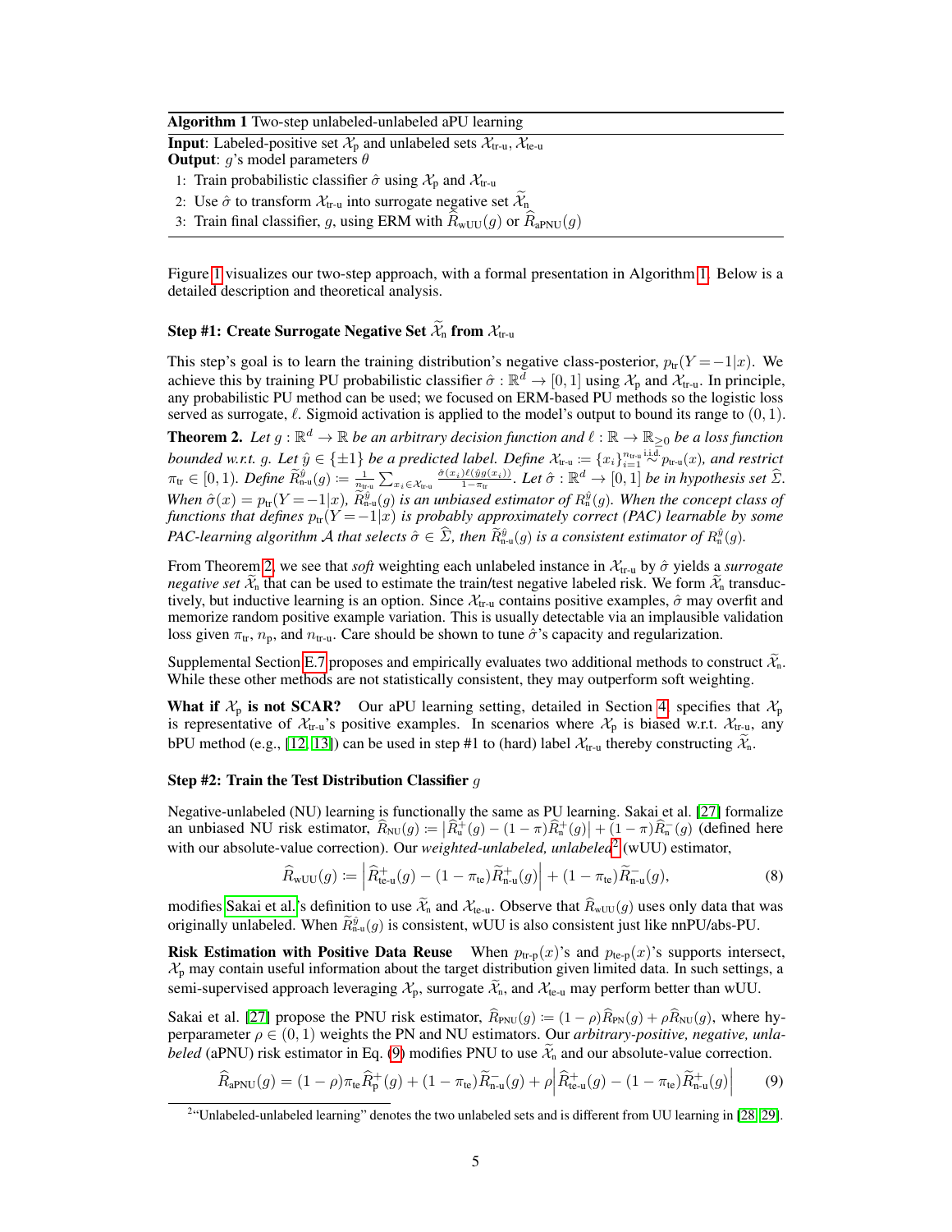**Algorithm 1** Two-step unlabeled-unlabeled aPU learning

**Input**: Labeled-positive set $\mathcal{X}_{\text{p}}$ and unlabeled sets $\mathcal{X}_{\text{tr-u}}, \mathcal{X}_{\text{te-u}}$
**Output**: $g$'s model parameters $\theta$

1: Train probabilistic classifier $\hat{\sigma}$ using $\mathcal{X}_{\text{p}}$ and $\mathcal{X}_{\text{tr-u}}$
2: Use $\hat{\sigma}$ to transform $\mathcal{X}_{\text{tr-u}}$ into surrogate negative set $\widetilde{\mathcal{X}}_{\text{n}}$
3: Train final classifier, $g$, using ERM with $\widehat{R}_{\text{wUU}}(g)$ or $\widehat{R}_{\text{aPNU}}(g)$

Figure 1 visualizes our two-step approach, with a formal presentation in Algorithm 1. Below is a detailed description and theoretical analysis.

### Step #1: Create Surrogate Negative Set $\widetilde{\mathcal{X}}_{\text{n}}$ from $\mathcal{X}_{\text{tr-u}}$

This step's goal is to learn the training distribution's negative class-posterior, $p_{\text{tr}}(Y = -1|x)$. We achieve this by training PU probabilistic classifier $\hat{\sigma} : \mathbb{R}^d \rightarrow [0, 1]$ using $\mathcal{X}_{\text{p}}$ and $\mathcal{X}_{\text{tr-u}}$. In principle, any probabilistic PU method can be used; we focused on ERM-based PU methods so the logistic loss served as surrogate, $\ell$. Sigmoid activation is applied to the model's output to bound its range to $(0, 1)$.

**Theorem 2.** *Let $g : \mathbb{R}^d \rightarrow \mathbb{R}$ be an arbitrary decision function and $\ell : \mathbb{R} \rightarrow \mathbb{R}_{\geq 0}$ be a loss function bounded w.r.t. $g$. Let $\hat{y} \in \{\pm 1\}$ be a predicted label. Define $\mathcal{X}_{\text{tr-u}} := \{x_i\}_{i=1}^{n_{\text{tr-u}}} \overset{\text{i.i.d.}}{\sim} p_{\text{tr-u}}(x)$, and restrict $\pi_{\text{tr}} \in [0, 1)$. Define $\widetilde{R}^{\hat{y}}_{\text{n-u}}(g) := \frac{1}{n_{\text{tr-u}}} \sum_{x_i \in \mathcal{X}_{\text{tr-u}}} \frac{\hat{\sigma}(x_i)\ell(\hat{y}g(x_i))}{1-\pi_{\text{tr}}}$. Let $\hat{\sigma} : \mathbb{R}^d \rightarrow [0, 1]$ be in hypothesis set $\widehat{\Sigma}$. When $\hat{\sigma}(x) = p_{\text{tr}}(Y = -1|x)$, $\widetilde{R}^{\hat{y}}_{\text{n-u}}(g)$ is an unbiased estimator of $R^{\hat{y}}_{\text{n}}(g)$. When the concept class of functions that defines $p_{\text{tr}}(Y = -1|x)$ is probably approximately correct (PAC) learnable by some PAC-learning algorithm $\mathcal{A}$ that selects $\hat{\sigma} \in \widehat{\Sigma}$, then $\widetilde{R}^{\hat{y}}_{\text{n-u}}(g)$ is a consistent estimator of $R^{\hat{y}}_{\text{n}}(g)$.*

From Theorem 2, we see that *soft* weighting each unlabeled instance in $\mathcal{X}_{\text{tr-u}}$ by $\hat{\sigma}$ yields a *surrogate negative set* $\widetilde{\mathcal{X}}_{\text{n}}$ that can be used to estimate the train/test negative labeled risk. We form $\widetilde{\mathcal{X}}_{\text{n}}$ transductively, but inductive learning is an option. Since $\mathcal{X}_{\text{tr-u}}$ contains positive examples, $\hat{\sigma}$ may overfit and memorize random positive example variation. This is usually detectable via an implausible validation loss given $\pi_{\text{tr}}$, $n_{\text{p}}$, and $n_{\text{tr-u}}$. Care should be shown to tune $\hat{\sigma}$'s capacity and regularization.

Supplemental Section E.7 proposes and empirically evaluates two additional methods to construct $\widetilde{\mathcal{X}}_{\text{n}}$. While these other methods are not statistically consistent, they may outperform soft weighting.

**What if $\mathcal{X}_{\text{p}}$ is not SCAR?** Our aPU learning setting, detailed in Section 4, specifies that $\mathcal{X}_{\text{p}}$ is representative of $\mathcal{X}_{\text{tr-u}}$'s positive examples. In scenarios where $\mathcal{X}_{\text{p}}$ is biased w.r.t. $\mathcal{X}_{\text{tr-u}}$, any bPU method (e.g., [12, 13]) can be used in step #1 to (hard) label $\mathcal{X}_{\text{tr-u}}$ thereby constructing $\widetilde{\mathcal{X}}_{\text{n}}$.

### Step #2: Train the Test Distribution Classifier $g$

Negative-unlabeled (NU) learning is functionally the same as PU learning. Sakai et al. [27] formalize an unbiased NU risk estimator, $\widehat{R}_{\text{NU}}(g) := \left|\widehat{R}^{+}_{\text{u}}(g) - (1 - \pi)\widehat{R}^{+}_{\text{n}}(g)\right| + (1 - \pi)\widehat{R}^{-}_{\text{n}}(g)$ (defined here with our absolute-value correction). Our *weighted-unlabeled, unlabeled*[2] (wUU) estimator,

$$\widehat{R}_{\text{wUU}}(g) := \left|\widehat{R}^{+}_{\text{te-u}}(g) - (1 - \pi_{\text{te}})\widetilde{R}^{+}_{\text{n-u}}(g)\right| + (1 - \pi_{\text{te}})\widetilde{R}^{-}_{\text{n-u}}(g), \tag{8}$$

modifies Sakai et al.'s definition to use $\widetilde{\mathcal{X}}_{\text{n}}$ and $\mathcal{X}_{\text{te-u}}$. Observe that $\widehat{R}_{\text{wUU}}(g)$ uses only data that was originally unlabeled. When $\widetilde{R}^{\hat{y}}_{\text{n-u}}(g)$ is consistent, wUU is also consistent just like nnPU/abs-PU.

**Risk Estimation with Positive Data Reuse** When $p_{\text{tr-p}}(x)$'s and $p_{\text{te-p}}(x)$'s supports intersect, $\mathcal{X}_{\text{p}}$ may contain useful information about the target distribution given limited data. In such settings, a semi-supervised approach leveraging $\mathcal{X}_{\text{p}}$, surrogate $\widetilde{\mathcal{X}}_{\text{n}}$, and $\mathcal{X}_{\text{te-u}}$ may perform better than wUU.

Sakai et al. [27] propose the PNU risk estimator, $\widehat{R}_{\text{PNU}}(g) := (1 - \rho)\widehat{R}_{\text{PN}}(g) + \rho\widehat{R}_{\text{NU}}(g)$, where hyperparameter $\rho \in (0, 1)$ weights the PN and NU estimators. Our *arbitrary-positive, negative, unlabeled* (aPNU) risk estimator in Eq. (9) modifies PNU to use $\widetilde{\mathcal{X}}_{\text{n}}$ and our absolute-value correction.

$$\widehat{R}_{\text{aPNU}}(g) = (1 - \rho)\pi_{\text{te}}\widehat{R}^{+}_{\text{p}}(g) + (1 - \pi_{\text{te}})\widetilde{R}^{-}_{\text{n-u}}(g) + \rho\left|\widehat{R}^{+}_{\text{te-u}}(g) - (1 - \pi_{\text{te}})\widetilde{R}^{+}_{\text{n-u}}(g)\right| \tag{9}$$

[2] "Unlabeled-unlabeled learning" denotes the two unlabeled sets and is different from UU learning in [28, 29].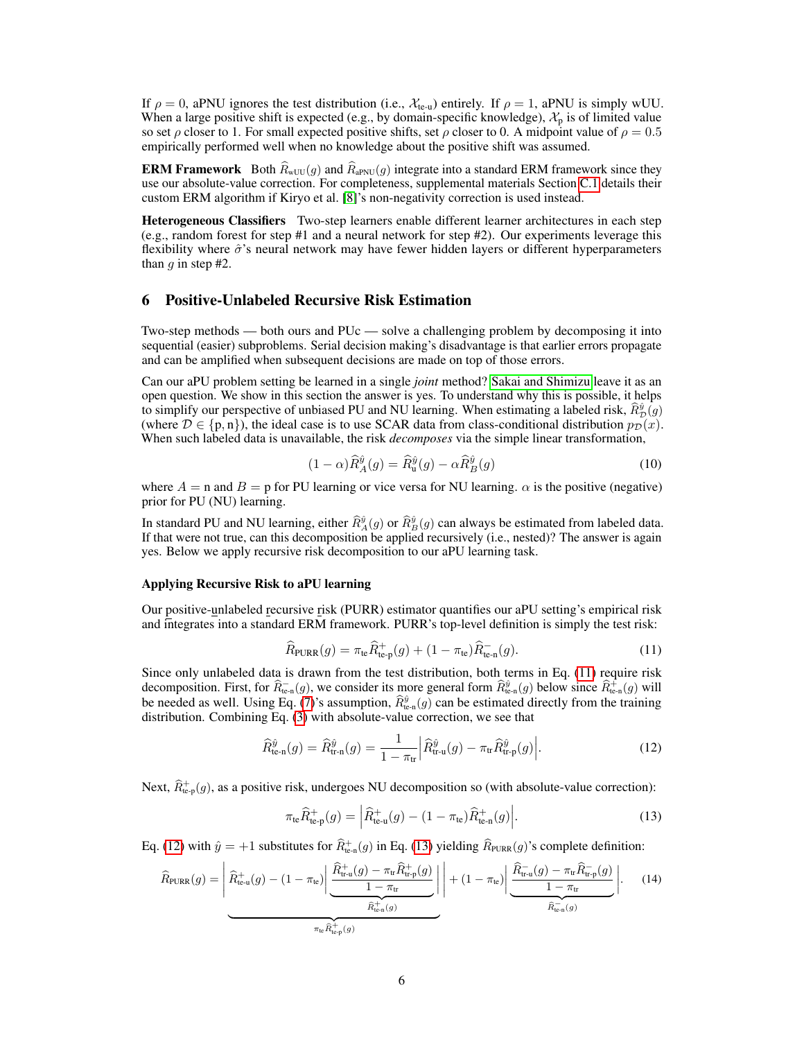If $\rho = 0$, aPNU ignores the test distribution (i.e., $\mathcal{X}_{\text{te-u}}$) entirely. If $\rho = 1$, aPNU is simply wUU. When a large positive shift is expected (e.g., by domain-specific knowledge), $\mathcal{X}_{\text{p}}$ is of limited value so set $\rho$ closer to 1. For small expected positive shifts, set $\rho$ closer to 0. A midpoint value of $\rho = 0.5$ empirically performed well when no knowledge about the positive shift was assumed.

**ERM Framework** Both $\widehat{R}_{\text{wUU}}(g)$ and $\widehat{R}_{\text{aPNU}}(g)$ integrate into a standard ERM framework since they use our absolute-value correction. For completeness, supplemental materials Section C.1 details their custom ERM algorithm if Kiryo et al. [8]'s non-negativity correction is used instead.

**Heterogeneous Classifiers** Two-step learners enable different learner architectures in each step (e.g., random forest for step #1 and a neural network for step #2). Our experiments leverage this flexibility where $\hat{\sigma}$'s neural network may have fewer hidden layers or different hyperparameters than $g$ in step #2.

# 6 Positive-Unlabeled Recursive Risk Estimation

Two-step methods — both ours and PUc — solve a challenging problem by decomposing it into sequential (easier) subproblems. Serial decision making's disadvantage is that earlier errors propagate and can be amplified when subsequent decisions are made on top of those errors.

Can our aPU problem setting be learned in a single *joint* method? Sakai and Shimizu leave it as an open question. We show in this section the answer is yes. To understand why this is possible, it helps to simplify our perspective of unbiased PU and NU learning. When estimating a labeled risk, $\widehat{R}^{\hat{y}}_{\mathcal{D}}(g)$ (where $\mathcal{D} \in \{\text{p}, \text{n}\}$), the ideal case is to use SCAR data from class-conditional distribution $p_{\mathcal{D}}(x)$. When such labeled data is unavailable, the risk *decomposes* via the simple linear transformation,

$$(1 - \alpha)\widehat{R}^{\hat{y}}_{A}(g) = \widehat{R}^{\hat{y}}_{\text{u}}(g) - \alpha \widehat{R}^{\hat{y}}_{B}(g) \tag{10}$$

where $A = \text{n}$ and $B = \text{p}$ for PU learning or vice versa for NU learning. $\alpha$ is the positive (negative) prior for PU (NU) learning.

In standard PU and NU learning, either $\widehat{R}^{\hat{y}}_{A}(g)$ or $\widehat{R}^{\hat{y}}_{B}(g)$ can always be estimated from labeled data. If that were not true, can this decomposition be applied recursively (i.e., nested)? The answer is again yes. Below we apply recursive risk decomposition to our aPU learning task.

### Applying Recursive Risk to aPU learning

Our positive-unlabeled recursive risk (PURR) estimator quantifies our aPU setting's empirical risk and integrates into a standard ERM framework. PURR's top-level definition is simply the test risk:

$$\widehat{R}_{\text{PURR}}(g) = \pi_{\text{te}} \widehat{R}^{+}_{\text{te-p}}(g) + (1 - \pi_{\text{te}})\widehat{R}^{-}_{\text{te-n}}(g). \tag{11}$$

Since only unlabeled data is drawn from the test distribution, both terms in Eq. (11) require risk decomposition. First, for $\widehat{R}^{-}_{\text{te-n}}(g)$, we consider its more general form $\widehat{R}^{\hat{y}}_{\text{te-n}}(g)$ below since $\widehat{R}^{+}_{\text{te-n}}(g)$ will be needed as well. Using Eq. (7)'s assumption, $\widehat{R}^{\hat{y}}_{\text{te-n}}(g)$ can be estimated directly from the training distribution. Combining Eq. (3) with absolute-value correction, we see that

$$\widehat{R}^{\hat{y}}_{\text{te-n}}(g) = \widehat{R}^{\hat{y}}_{\text{tr-n}}(g) = \frac{1}{1 - \pi_{\text{tr}}} \left| \widehat{R}^{\hat{y}}_{\text{tr-u}}(g) - \pi_{\text{tr}} \widehat{R}^{\hat{y}}_{\text{tr-p}}(g) \right|. \tag{12}$$

Next, $\widehat{R}^{+}_{\text{te-p}}(g)$, as a positive risk, undergoes NU decomposition so (with absolute-value correction):

$$\pi_{\text{te}} \widehat{R}^{+}_{\text{te-p}}(g) = \left| \widehat{R}^{+}_{\text{te-u}}(g) - (1 - \pi_{\text{te}}) \widehat{R}^{+}_{\text{te-n}}(g) \right|. \tag{13}$$

Eq. (12) with $\hat{y} = +1$ substitutes for $\widehat{R}^{+}_{\text{te-n}}(g)$ in Eq. (13) yielding $\widehat{R}_{\text{PURR}}(g)$'s complete definition:

$$\widehat{R}_{\text{PURR}}(g) = \underbrace{\left| \widehat{R}^{+}_{\text{te-u}}(g) - (1 - \pi_{\text{te}}) \left| \underbrace{\frac{\widehat{R}^{+}_{\text{tr-u}}(g) - \pi_{\text{tr}} \widehat{R}^{+}_{\text{tr-p}}(g)}{1 - \pi_{\text{tr}}}}_{\widehat{R}^{+}_{\text{te-n}}(g)} \right| \right|}_{\pi_{\text{te}} \widehat{R}^{+}_{\text{te-p}}(g)} + (1 - \pi_{\text{te}}) \left| \underbrace{\frac{\widehat{R}^{-}_{\text{tr-u}}(g) - \pi_{\text{tr}} \widehat{R}^{-}_{\text{tr-p}}(g)}{1 - \pi_{\text{tr}}}}_{\widehat{R}^{-}_{\text{te-n}}(g)} \right|. \tag{14}$$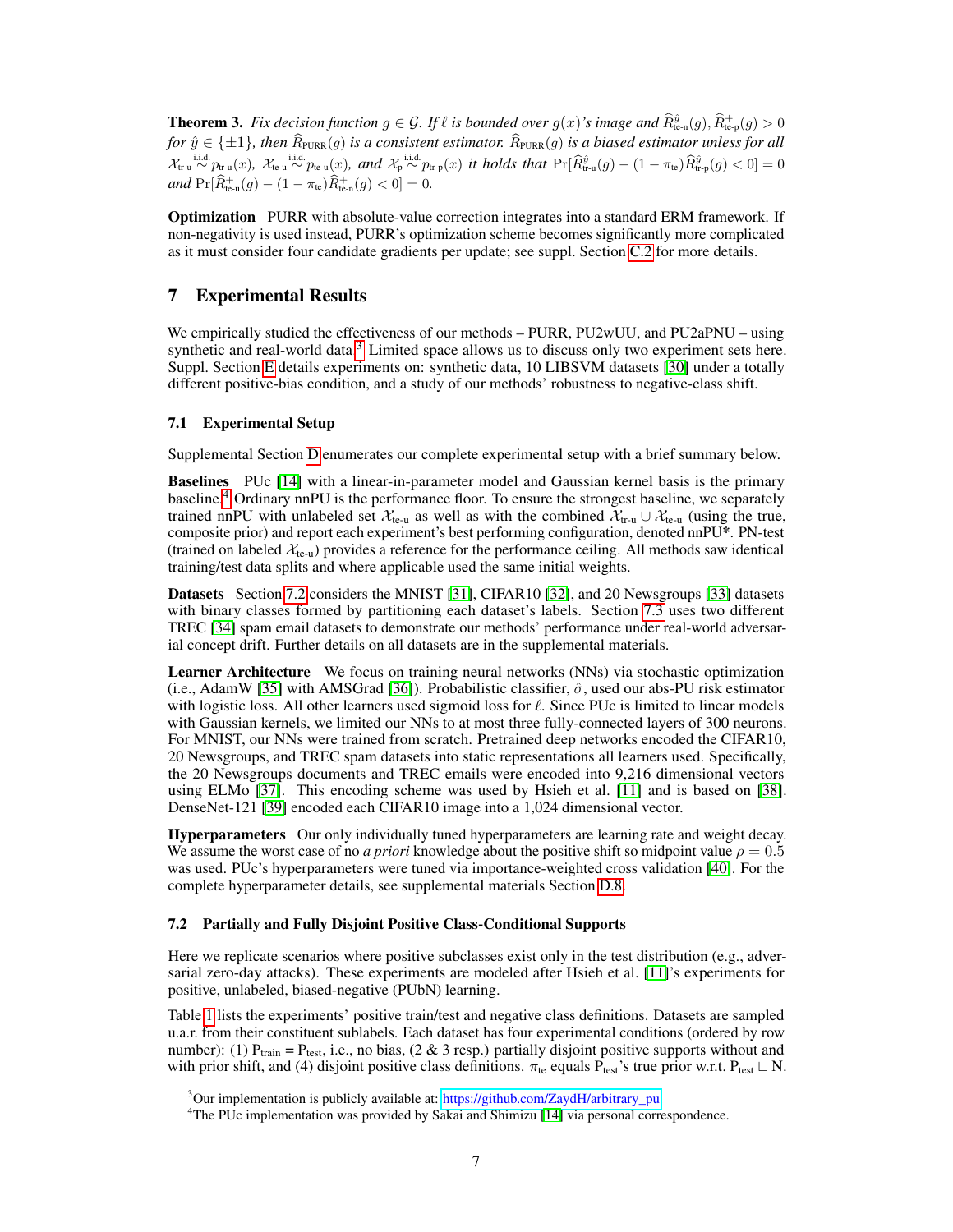**Theorem 3.** *Fix decision function $g \in \mathcal{G}$. If $\ell$ is bounded over $g(x)$'s image and $\widehat{R}^{\hat{y}}_{\text{te-n}}(g), \widehat{R}^{+}_{\text{te-p}}(g) > 0$ for $\hat{y} \in \{\pm 1\}$, then $\widehat{R}_{\text{PURR}}(g)$ is a consistent estimator. $\widehat{R}_{\text{PURR}}(g)$ is a biased estimator unless for all $\mathcal{X}_{\text{tr-u}} \overset{\text{i.i.d.}}{\sim} p_{\text{tr-u}}(x)$, $\mathcal{X}_{\text{te-u}} \overset{\text{i.i.d.}}{\sim} p_{\text{te-u}}(x)$, and $\mathcal{X}_{\text{p}} \overset{\text{i.i.d.}}{\sim} p_{\text{tr-p}}(x)$ it holds that $\Pr[\widehat{R}^{\hat{y}}_{\text{tr-u}}(g) - (1-\pi_{\text{te}})\widehat{R}^{\hat{y}}_{\text{tr-p}}(g) < 0] = 0$ and $\Pr[\widehat{R}^{+}_{\text{te-u}}(g) - (1-\pi_{\text{te}})\widehat{R}^{+}_{\text{te-n}}(g) < 0] = 0$.*

**Optimization** PURR with absolute-value correction integrates into a standard ERM framework. If non-negativity is used instead, PURR's optimization scheme becomes significantly more complicated as it must consider four candidate gradients per update; see suppl. Section C.2 for more details.

## 7 Experimental Results

We empirically studied the effectiveness of our methods – PURR, PU2wUU, and PU2aPNU – using synthetic and real-world data.[3] Limited space allows us to discuss only two experiment sets here. Suppl. Section E details experiments on: synthetic data, 10 LIBSVM datasets [30] under a totally different positive-bias condition, and a study of our methods' robustness to negative-class shift.

### 7.1 Experimental Setup

Supplemental Section D enumerates our complete experimental setup with a brief summary below.

**Baselines** PUc [14] with a linear-in-parameter model and Gaussian kernel basis is the primary baseline.[4] Ordinary nnPU is the performance floor. To ensure the strongest baseline, we separately trained nnPU with unlabeled set $\mathcal{X}_{\text{te-u}}$ as well as with the combined $\mathcal{X}_{\text{tr-u}} \cup \mathcal{X}_{\text{te-u}}$ (using the true, composite prior) and report each experiment's best performing configuration, denoted nnPU\*. PN-test (trained on labeled $\mathcal{X}_{\text{te-u}}$) provides a reference for the performance ceiling. All methods saw identical training/test data splits and where applicable used the same initial weights.

**Datasets** Section 7.2 considers the MNIST [31], CIFAR10 [32], and 20 Newsgroups [33] datasets with binary classes formed by partitioning each dataset's labels. Section 7.3 uses two different TREC [34] spam email datasets to demonstrate our methods' performance under real-world adversarial concept drift. Further details on all datasets are in the supplemental materials.

**Learner Architecture** We focus on training neural networks (NNs) via stochastic optimization (i.e., AdamW [35] with AMSGrad [36]). Probabilistic classifier, $\hat{\sigma}$, used our abs-PU risk estimator with logistic loss. All other learners used sigmoid loss for $\ell$. Since PUc is limited to linear models with Gaussian kernels, we limited our NNs to at most three fully-connected layers of 300 neurons. For MNIST, our NNs were trained from scratch. Pretrained deep networks encoded the CIFAR10, 20 Newsgroups, and TREC spam datasets into static representations all learners used. Specifically, the 20 Newsgroups documents and TREC emails were encoded into 9,216 dimensional vectors using ELMo [37]. This encoding scheme was used by Hsieh et al. [11] and is based on [38]. DenseNet-121 [39] encoded each CIFAR10 image into a 1,024 dimensional vector.

**Hyperparameters** Our only individually tuned hyperparameters are learning rate and weight decay. We assume the worst case of no *a priori* knowledge about the positive shift so midpoint value $\rho = 0.5$ was used. PUc's hyperparameters were tuned via importance-weighted cross validation [40]. For the complete hyperparameter details, see supplemental materials Section D.8.

### 7.2 Partially and Fully Disjoint Positive Class-Conditional Supports

Here we replicate scenarios where positive subclasses exist only in the test distribution (e.g., adversarial zero-day attacks). These experiments are modeled after Hsieh et al. [11]'s experiments for positive, unlabeled, biased-negative (PUbN) learning.

Table 1 lists the experiments' positive train/test and negative class definitions. Datasets are sampled u.a.r. from their constituent sublabels. Each dataset has four experimental conditions (ordered by row number): (1) $\text{P}_{\text{train}} = \text{P}_{\text{test}}$, i.e., no bias, (2 & 3 resp.) partially disjoint positive supports without and with prior shift, and (4) disjoint positive class definitions. $\pi_{\text{te}}$ equals $\text{P}_{\text{test}}$'s true prior w.r.t. $\text{P}_{\text{test}} \sqcup \text{N}$.

[3] Our implementation is publicly available at: https://github.com/ZaydH/arbitrary_pu

[4] The PUc implementation was provided by Sakai and Shimizu [14] via personal correspondence.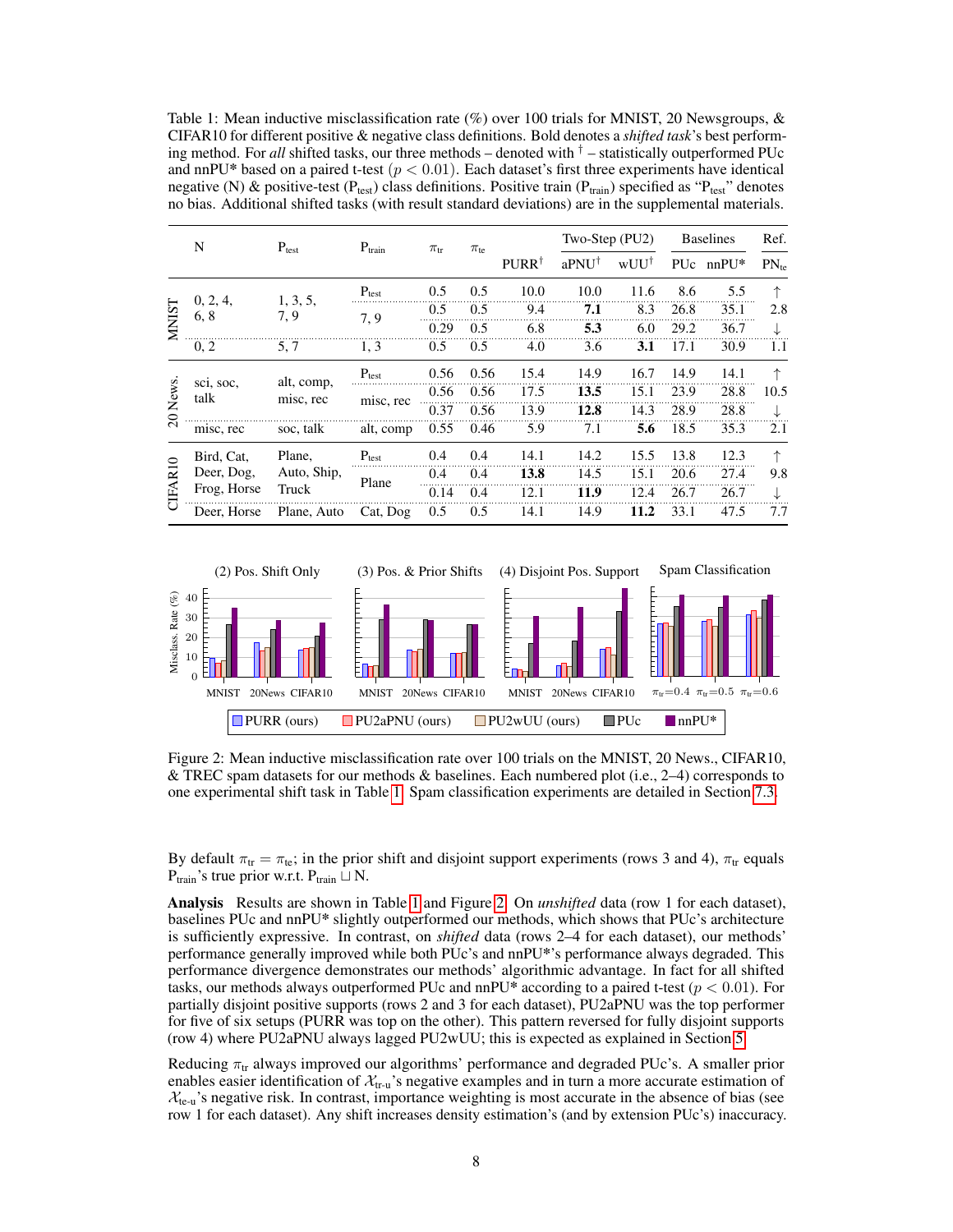Table 1: Mean inductive misclassification rate (%) over 100 trials for MNIST, 20 Newsgroups, & CIFAR10 for different positive & negative class definitions. Bold denotes a *shifted task*'s best performing method. For *all* shifted tasks, our three methods – denoted with † – statistically outperformed PUc and nnPU* based on a paired t-test ($p < 0.01$). Each dataset's first three experiments have identical negative (N) & positive-test ($P_{test}$) class definitions. Positive train ($P_{train}$) specified as "$P_{test}$" denotes no bias. Additional shifted tasks (with result standard deviations) are in the supplemental materials.

| | N | $P_{test}$ | $P_{train}$ | $\pi_{tr}$ | $\pi_{te}$ | PURR† | Two-Step (PU2) aPNU† | Two-Step (PU2) wUU† | Baselines PUc | Baselines nnPU* | Ref. $PN_{te}$ |
|---|---|---|---|---|---|---|---|---|---|---|---|
| MNIST | 0, 2, 4, 6, 8 | 1, 3, 5, 7, 9 | $P_{test}$ | 0.5 | 0.5 | 10.0 | 10.0 | 11.6 | 8.6 | 5.5 | ↑ |
| | | | 7, 9 | 0.5 | 0.5 | 9.4 | **7.1** | 8.3 | 26.8 | 35.1 | 2.8 |
| | | | | 0.29 | 0.5 | 6.8 | **5.3** | 6.0 | 29.2 | 36.7 | ↓ |
| | 0, 2 | 5, 7 | 1, 3 | 0.5 | 0.5 | 4.0 | 3.6 | **3.1** | 17.1 | 30.9 | 1.1 |
| 20 News. | sci, soc, talk | alt, comp, misc, rec | $P_{test}$ | 0.56 | 0.56 | 15.4 | 14.9 | 16.7 | 14.9 | 14.1 | ↑ |
| | | | misc, rec | 0.56 | 0.56 | 17.5 | **13.5** | 15.1 | 23.9 | 28.8 | 10.5 |
| | | | | 0.37 | 0.56 | 13.9 | **12.8** | 14.3 | 28.9 | 28.8 | ↓ |
| | misc, rec | soc, talk | alt, comp | 0.55 | 0.46 | 5.9 | 7.1 | **5.6** | 18.5 | 35.3 | 2.1 |
| CIFAR10 | Bird, Cat, Deer, Dog, Frog, Horse | Plane, Auto, Ship, Truck | $P_{test}$ | 0.4 | 0.4 | 14.1 | 14.2 | 15.5 | 13.8 | 12.3 | ↑ |
| | | | Plane | 0.4 | 0.4 | **13.8** | 14.5 | 15.1 | 20.6 | 27.4 | 9.8 |
| | | | | 0.14 | 0.4 | **11.9** | 12.1 | 12.4 | 26.7 | 26.7 | ↓ |
| | Deer, Horse | Plane, Auto | Cat, Dog | 0.5 | 0.5 | 14.1 | 14.9 | **11.2** | 33.1 | 47.5 | 7.7 |

(2) Pos. Shift Only
(3) Pos. & Prior Shifts
(4) Disjoint Pos. Support
Spam Classification
Misclass. Rate (%)
0 10 20 30 40
MNIST 20News CIFAR10
$\pi_{tr}$=0.4 $\pi_{tr}$=0.5 $\pi_{tr}$=0.6
PURR (ours) PU2aPNU (ours) PU2wUU (ours) PUc nnPU*

Figure 2: Mean inductive misclassification rate over 100 trials on the MNIST, 20 News., CIFAR10, & TREC spam datasets for our methods & baselines. Each numbered plot (i.e., 2–4) corresponds to one experimental shift task in Table 1. Spam classification experiments are detailed in Section 7.3.

By default $\pi_{tr} = \pi_{te}$; in the prior shift and disjoint support experiments (rows 3 and 4), $\pi_{tr}$ equals $P_{train}$'s true prior w.r.t. $P_{train} \sqcup N$.

**Analysis** Results are shown in Table 1 and Figure 2. On *unshifted* data (row 1 for each dataset), baselines PUc and nnPU* slightly outperformed our methods, which shows that PUc's architecture is sufficiently expressive. In contrast, on *shifted* data (rows 2–4 for each dataset), our methods' performance generally improved while both PUc's and nnPU*'s performance always degraded. This performance divergence demonstrates our methods' algorithmic advantage. In fact for all shifted tasks, our methods always outperformed PUc and nnPU* according to a paired t-test ($p < 0.01$). For partially disjoint positive supports (rows 2 and 3 for each dataset), PU2aPNU was the top performer for five of six setups (PURR was top on the other). This pattern reversed for fully disjoint supports (row 4) where PU2aPNU always lagged PU2wUU; this is expected as explained in Section 5.

Reducing $\pi_{tr}$ always improved our algorithms' performance and degraded PUc's. A smaller prior enables easier identification of $\mathcal{X}_{tr\text{-}u}$'s negative examples and in turn a more accurate estimation of $\mathcal{X}_{te\text{-}u}$'s negative risk. In contrast, importance weighting is most accurate in the absence of bias (see row 1 for each dataset). Any shift increases density estimation's (and by extension PUc's) inaccuracy.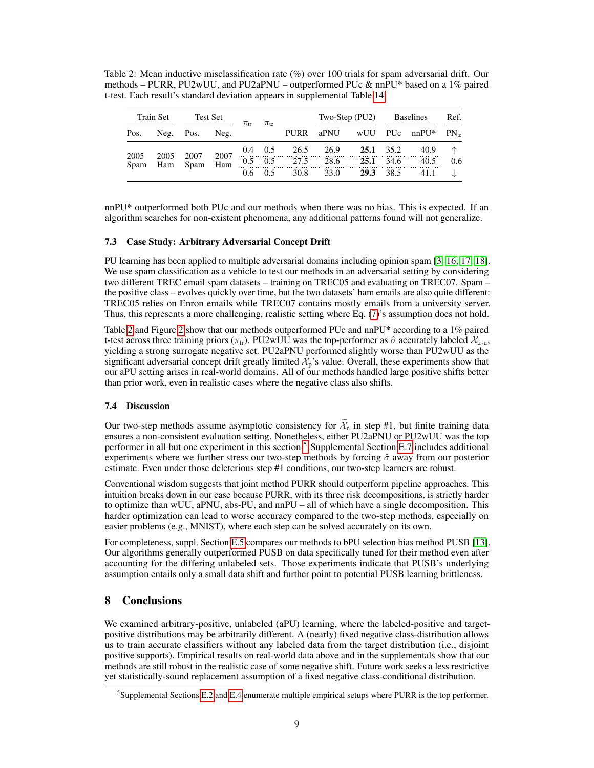Table 2: Mean inductive misclassification rate (%) over 100 trials for spam adversarial drift. Our methods – PURR, PU2wUU, and PU2aPNU – outperformed PUc & nnPU* based on a 1% paired t-test. Each result's standard deviation appears in supplemental Table 14.

| Train Set | | Test Set | | $\pi_{\text{tr}}$ | $\pi_{\text{te}}$ | | Two-Step (PU2) | | Baselines | | Ref. |
|---|---|---|---|---|---|---|---|---|---|---|---|
| Pos. | Neg. | Pos. | Neg. | | | PURR | aPNU | wUU | PUc | nnPU* | $\text{PN}_{\text{te}}$ |
| 2005 Spam | 2005 Ham | 2007 Spam | 2007 Ham | 0.4 | 0.5 | 26.5 | 26.9 | **25.1** | 35.2 | 40.9 | ↑ |
| | | | | 0.5 | 0.5 | 27.5 | 28.6 | **25.1** | 34.6 | 40.5 | 0.6 |
| | | | | 0.6 | 0.5 | 30.8 | 33.0 | **29.3** | 38.5 | 41.1 | ↓ |

nnPU* outperformed both PUc and our methods when there was no bias. This is expected. If an algorithm searches for non-existent phenomena, any additional patterns found will not generalize.

### 7.3 Case Study: Arbitrary Adversarial Concept Drift

PU learning has been applied to multiple adversarial domains including opinion spam [3, 16, 17, 18]. We use spam classification as a vehicle to test our methods in an adversarial setting by considering two different TREC email spam datasets – training on TREC05 and evaluating on TREC07. Spam – the positive class – evolves quickly over time, but the two datasets' ham emails are also quite different: TREC05 relies on Enron emails while TREC07 contains mostly emails from a university server. Thus, this represents a more challenging, realistic setting where Eq. (7)'s assumption does not hold.

Table 2 and Figure 2 show that our methods outperformed PUc and nnPU* according to a 1% paired t-test across three training priors ($\pi_{\text{tr}}$). PU2wUU was the top-performer as $\hat{\sigma}$ accurately labeled $\mathcal{X}_{\text{tr-u}}$, yielding a strong surrogate negative set. PU2aPNU performed slightly worse than PU2wUU as the significant adversarial concept drift greatly limited $\mathcal{X}_{\text{p}}$'s value. Overall, these experiments show that our aPU setting arises in real-world domains. All of our methods handled large positive shifts better than prior work, even in realistic cases where the negative class also shifts.

### 7.4 Discussion

Our two-step methods assume asymptotic consistency for $\widetilde{\mathcal{X}}_{\text{n}}$ in step #1, but finite training data ensures a non-consistent evaluation setting. Nonetheless, either PU2aPNU or PU2wUU was the top performer in all but one experiment in this section.[5] Supplemental Section E.7 includes additional experiments where we further stress our two-step methods by forcing $\hat{\sigma}$ away from our posterior estimate. Even under those deleterious step #1 conditions, our two-step learners are robust.

Conventional wisdom suggests that joint method PURR should outperform pipeline approaches. This intuition breaks down in our case because PURR, with its three risk decompositions, is strictly harder to optimize than wUU, aPNU, abs-PU, and nnPU – all of which have a single decomposition. This harder optimization can lead to worse accuracy compared to the two-step methods, especially on easier problems (e.g., MNIST), where each step can be solved accurately on its own.

For completeness, suppl. Section E.5 compares our methods to bPU selection bias method PUSB [13]. Our algorithms generally outperformed PUSB on data specifically tuned for their method even after accounting for the differing unlabeled sets. Those experiments indicate that PUSB's underlying assumption entails only a small data shift and further point to potential PUSB learning brittleness.

## 8 Conclusions

We examined arbitrary-positive, unlabeled (aPU) learning, where the labeled-positive and target-positive distributions may be arbitrarily different. A (nearly) fixed negative class-distribution allows us to train accurate classifiers without any labeled data from the target distribution (i.e., disjoint positive supports). Empirical results on real-world data above and in the supplementals show that our methods are still robust in the realistic case of some negative shift. Future work seeks a less restrictive yet statistically-sound replacement assumption of a fixed negative class-conditional distribution.

[5] Supplemental Sections E.2 and E.4 enumerate multiple empirical setups where PURR is the top performer.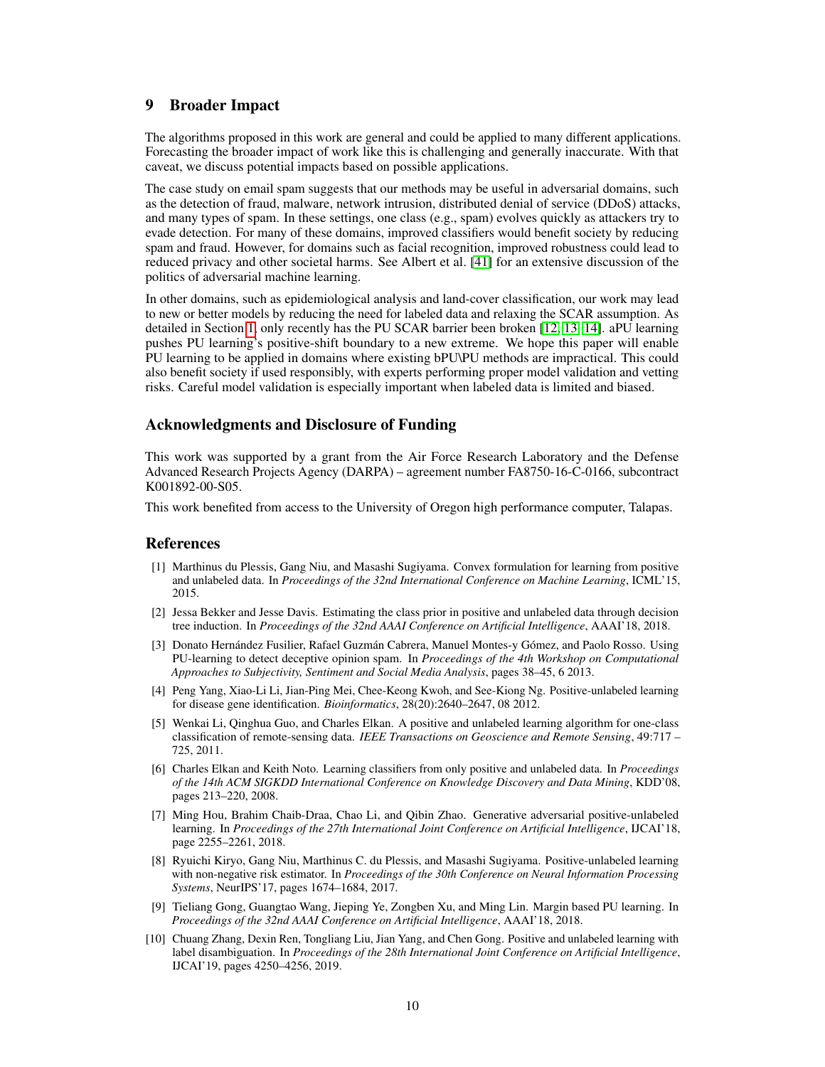## 9 Broader Impact

The algorithms proposed in this work are general and could be applied to many different applications. Forecasting the broader impact of work like this is challenging and generally inaccurate. With that caveat, we discuss potential impacts based on possible applications.

The case study on email spam suggests that our methods may be useful in adversarial domains, such as the detection of fraud, malware, network intrusion, distributed denial of service (DDoS) attacks, and many types of spam. In these settings, one class (e.g., spam) evolves quickly as attackers try to evade detection. For many of these domains, improved classifiers would benefit society by reducing spam and fraud. However, for domains such as facial recognition, improved robustness could lead to reduced privacy and other societal harms. See Albert et al. [41] for an extensive discussion of the politics of adversarial machine learning.

In other domains, such as epidemiological analysis and land-cover classification, our work may lead to new or better models by reducing the need for labeled data and relaxing the SCAR assumption. As detailed in Section 1, only recently has the PU SCAR barrier been broken [12, 13, 14]. aPU learning pushes PU learning's positive-shift boundary to a new extreme. We hope this paper will enable PU learning to be applied in domains where existing bPU\PU methods are impractical. This could also benefit society if used responsibly, with experts performing proper model validation and vetting risks. Careful model validation is especially important when labeled data is limited and biased.

### Acknowledgments and Disclosure of Funding

This work was supported by a grant from the Air Force Research Laboratory and the Defense Advanced Research Projects Agency (DARPA) – agreement number FA8750-16-C-0166, subcontract K001892-00-S05.

This work benefited from access to the University of Oregon high performance computer, Talapas.

### References

[1] Marthinus du Plessis, Gang Niu, and Masashi Sugiyama. Convex formulation for learning from positive and unlabeled data. In *Proceedings of the 32nd International Conference on Machine Learning*, ICML'15, 2015.

[2] Jessa Bekker and Jesse Davis. Estimating the class prior in positive and unlabeled data through decision tree induction. In *Proceedings of the 32nd AAAI Conference on Artificial Intelligence*, AAAI'18, 2018.

[3] Donato Hernández Fusilier, Rafael Guzmán Cabrera, Manuel Montes-y Gómez, and Paolo Rosso. Using PU-learning to detect deceptive opinion spam. In *Proceedings of the 4th Workshop on Computational Approaches to Subjectivity, Sentiment and Social Media Analysis*, pages 38–45, 6 2013.

[4] Peng Yang, Xiao-Li Li, Jian-Ping Mei, Chee-Keong Kwoh, and See-Kiong Ng. Positive-unlabeled learning for disease gene identification. *Bioinformatics*, 28(20):2640–2647, 08 2012.

[5] Wenkai Li, Qinghua Guo, and Charles Elkan. A positive and unlabeled learning algorithm for one-class classification of remote-sensing data. *IEEE Transactions on Geoscience and Remote Sensing*, 49:717 – 725, 2011.

[6] Charles Elkan and Keith Noto. Learning classifiers from only positive and unlabeled data. In *Proceedings of the 14th ACM SIGKDD International Conference on Knowledge Discovery and Data Mining*, KDD'08, pages 213–220, 2008.

[7] Ming Hou, Brahim Chaib-Draa, Chao Li, and Qibin Zhao. Generative adversarial positive-unlabeled learning. In *Proceedings of the 27th International Joint Conference on Artificial Intelligence*, IJCAI'18, page 2255–2261, 2018.

[8] Ryuichi Kiryo, Gang Niu, Marthinus C. du Plessis, and Masashi Sugiyama. Positive-unlabeled learning with non-negative risk estimator. In *Proceedings of the 30th Conference on Neural Information Processing Systems*, NeurIPS'17, pages 1674–1684, 2017.

[9] Tieliang Gong, Guangtao Wang, Jieping Ye, Zongben Xu, and Ming Lin. Margin based PU learning. In *Proceedings of the 32nd AAAI Conference on Artificial Intelligence*, AAAI'18, 2018.

[10] Chuang Zhang, Dexin Ren, Tongliang Liu, Jian Yang, and Chen Gong. Positive and unlabeled learning with label disambiguation. In *Proceedings of the 28th International Joint Conference on Artificial Intelligence*, IJCAI'19, pages 4250–4256, 2019.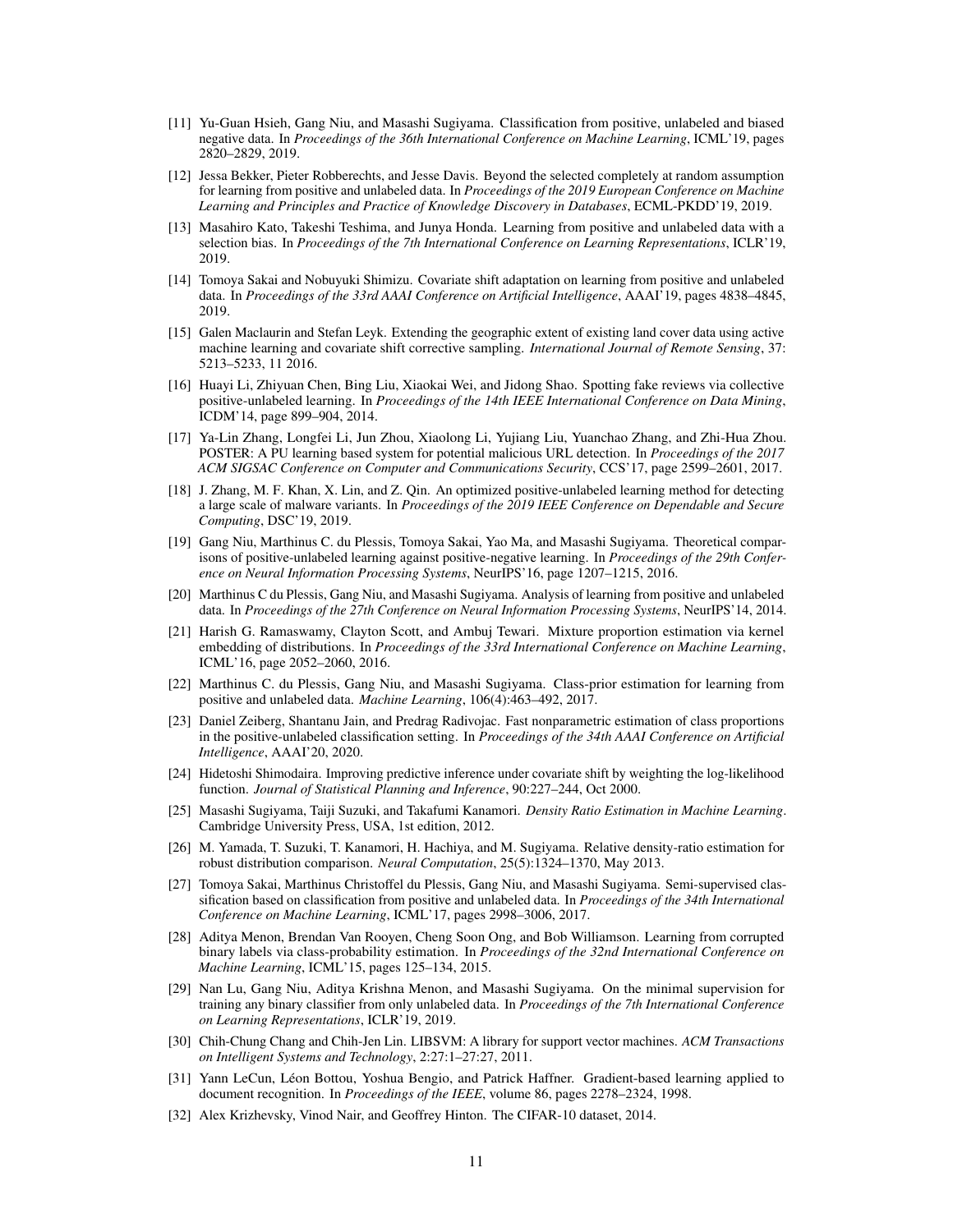[11] Yu-Guan Hsieh, Gang Niu, and Masashi Sugiyama. Classification from positive, unlabeled and biased negative data. In *Proceedings of the 36th International Conference on Machine Learning*, ICML'19, pages 2820–2829, 2019.

[12] Jessa Bekker, Pieter Robberechts, and Jesse Davis. Beyond the selected completely at random assumption for learning from positive and unlabeled data. In *Proceedings of the 2019 European Conference on Machine Learning and Principles and Practice of Knowledge Discovery in Databases*, ECML-PKDD'19, 2019.

[13] Masahiro Kato, Takeshi Teshima, and Junya Honda. Learning from positive and unlabeled data with a selection bias. In *Proceedings of the 7th International Conference on Learning Representations*, ICLR'19, 2019.

[14] Tomoya Sakai and Nobuyuki Shimizu. Covariate shift adaptation on learning from positive and unlabeled data. In *Proceedings of the 33rd AAAI Conference on Artificial Intelligence*, AAAI'19, pages 4838–4845, 2019.

[15] Galen Maclaurin and Stefan Leyk. Extending the geographic extent of existing land cover data using active machine learning and covariate shift corrective sampling. *International Journal of Remote Sensing*, 37: 5213–5233, 11 2016.

[16] Huayi Li, Zhiyuan Chen, Bing Liu, Xiaokai Wei, and Jidong Shao. Spotting fake reviews via collective positive-unlabeled learning. In *Proceedings of the 14th IEEE International Conference on Data Mining*, ICDM'14, page 899–904, 2014.

[17] Ya-Lin Zhang, Longfei Li, Jun Zhou, Xiaolong Li, Yujiang Liu, Yuanchao Zhang, and Zhi-Hua Zhou. POSTER: A PU learning based system for potential malicious URL detection. In *Proceedings of the 2017 ACM SIGSAC Conference on Computer and Communications Security*, CCS'17, page 2599–2601, 2017.

[18] J. Zhang, M. F. Khan, X. Lin, and Z. Qin. An optimized positive-unlabeled learning method for detecting a large scale of malware variants. In *Proceedings of the 2019 IEEE Conference on Dependable and Secure Computing*, DSC'19, 2019.

[19] Gang Niu, Marthinus C. du Plessis, Tomoya Sakai, Yao Ma, and Masashi Sugiyama. Theoretical comparisons of positive-unlabeled learning against positive-negative learning. In *Proceedings of the 29th Conference on Neural Information Processing Systems*, NeurIPS'16, page 1207–1215, 2016.

[20] Marthinus C du Plessis, Gang Niu, and Masashi Sugiyama. Analysis of learning from positive and unlabeled data. In *Proceedings of the 27th Conference on Neural Information Processing Systems*, NeurIPS'14, 2014.

[21] Harish G. Ramaswamy, Clayton Scott, and Ambuj Tewari. Mixture proportion estimation via kernel embedding of distributions. In *Proceedings of the 33rd International Conference on Machine Learning*, ICML'16, page 2052–2060, 2016.

[22] Marthinus C. du Plessis, Gang Niu, and Masashi Sugiyama. Class-prior estimation for learning from positive and unlabeled data. *Machine Learning*, 106(4):463–492, 2017.

[23] Daniel Zeiberg, Shantanu Jain, and Predrag Radivojac. Fast nonparametric estimation of class proportions in the positive-unlabeled classification setting. In *Proceedings of the 34th AAAI Conference on Artificial Intelligence*, AAAI'20, 2020.

[24] Hidetoshi Shimodaira. Improving predictive inference under covariate shift by weighting the log-likelihood function. *Journal of Statistical Planning and Inference*, 90:227–244, Oct 2000.

[25] Masashi Sugiyama, Taiji Suzuki, and Takafumi Kanamori. *Density Ratio Estimation in Machine Learning*. Cambridge University Press, USA, 1st edition, 2012.

[26] M. Yamada, T. Suzuki, T. Kanamori, H. Hachiya, and M. Sugiyama. Relative density-ratio estimation for robust distribution comparison. *Neural Computation*, 25(5):1324–1370, May 2013.

[27] Tomoya Sakai, Marthinus Christoffel du Plessis, Gang Niu, and Masashi Sugiyama. Semi-supervised classification based on classification from positive and unlabeled data. In *Proceedings of the 34th International Conference on Machine Learning*, ICML'17, pages 2998–3006, 2017.

[28] Aditya Menon, Brendan Van Rooyen, Cheng Soon Ong, and Bob Williamson. Learning from corrupted binary labels via class-probability estimation. In *Proceedings of the 32nd International Conference on Machine Learning*, ICML'15, pages 125–134, 2015.

[29] Nan Lu, Gang Niu, Aditya Krishna Menon, and Masashi Sugiyama. On the minimal supervision for training any binary classifier from only unlabeled data. In *Proceedings of the 7th International Conference on Learning Representations*, ICLR'19, 2019.

[30] Chih-Chung Chang and Chih-Jen Lin. LIBSVM: A library for support vector machines. *ACM Transactions on Intelligent Systems and Technology*, 2:27:1–27:27, 2011.

[31] Yann LeCun, Léon Bottou, Yoshua Bengio, and Patrick Haffner. Gradient-based learning applied to document recognition. In *Proceedings of the IEEE*, volume 86, pages 2278–2324, 1998.

[32] Alex Krizhevsky, Vinod Nair, and Geoffrey Hinton. The CIFAR-10 dataset, 2014.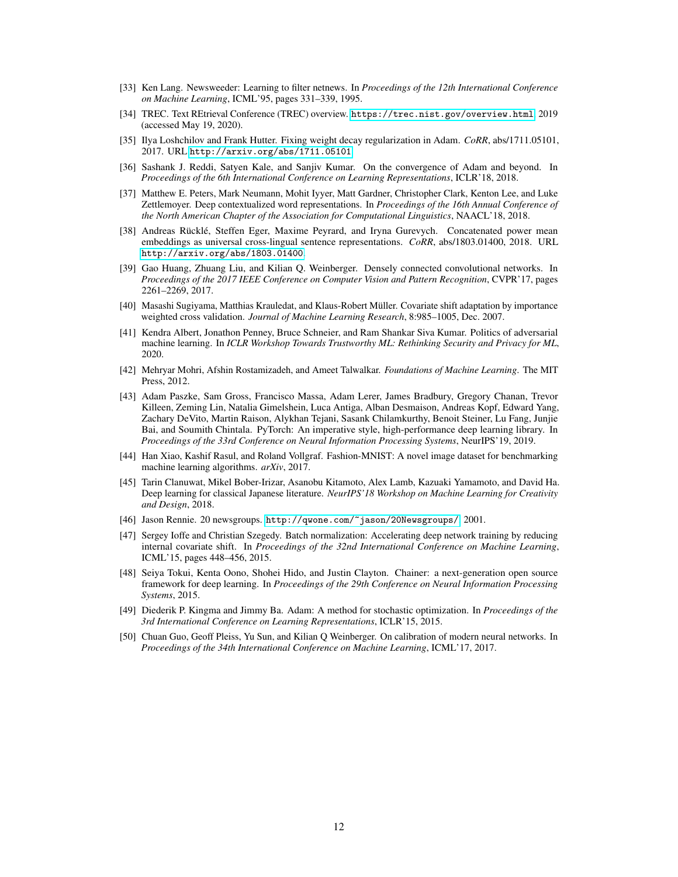[33] Ken Lang. Newsweeder: Learning to filter netnews. In *Proceedings of the 12th International Conference on Machine Learning*, ICML'95, pages 331–339, 1995.

[34] TREC. Text REtrieval Conference (TREC) overview. https://trec.nist.gov/overview.html, 2019 (accessed May 19, 2020).

[35] Ilya Loshchilov and Frank Hutter. Fixing weight decay regularization in Adam. *CoRR*, abs/1711.05101, 2017. URL http://arxiv.org/abs/1711.05101.

[36] Sashank J. Reddi, Satyen Kale, and Sanjiv Kumar. On the convergence of Adam and beyond. In *Proceedings of the 6th International Conference on Learning Representations*, ICLR'18, 2018.

[37] Matthew E. Peters, Mark Neumann, Mohit Iyyer, Matt Gardner, Christopher Clark, Kenton Lee, and Luke Zettlemoyer. Deep contextualized word representations. In *Proceedings of the 16th Annual Conference of the North American Chapter of the Association for Computational Linguistics*, NAACL'18, 2018.

[38] Andreas Rücklé, Steffen Eger, Maxime Peyrard, and Iryna Gurevych. Concatenated power mean embeddings as universal cross-lingual sentence representations. *CoRR*, abs/1803.01400, 2018. URL http://arxiv.org/abs/1803.01400.

[39] Gao Huang, Zhuang Liu, and Kilian Q. Weinberger. Densely connected convolutional networks. In *Proceedings of the 2017 IEEE Conference on Computer Vision and Pattern Recognition*, CVPR'17, pages 2261–2269, 2017.

[40] Masashi Sugiyama, Matthias Krauledat, and Klaus-Robert Müller. Covariate shift adaptation by importance weighted cross validation. *Journal of Machine Learning Research*, 8:985–1005, Dec. 2007.

[41] Kendra Albert, Jonathon Penney, Bruce Schneier, and Ram Shankar Siva Kumar. Politics of adversarial machine learning. In *ICLR Workshop Towards Trustworthy ML: Rethinking Security and Privacy for ML*, 2020.

[42] Mehryar Mohri, Afshin Rostamizadeh, and Ameet Talwalkar. *Foundations of Machine Learning*. The MIT Press, 2012.

[43] Adam Paszke, Sam Gross, Francisco Massa, Adam Lerer, James Bradbury, Gregory Chanan, Trevor Killeen, Zeming Lin, Natalia Gimelshein, Luca Antiga, Alban Desmaison, Andreas Kopf, Edward Yang, Zachary DeVito, Martin Raison, Alykhan Tejani, Sasank Chilamkurthy, Benoit Steiner, Lu Fang, Junjie Bai, and Soumith Chintala. PyTorch: An imperative style, high-performance deep learning library. In *Proceedings of the 33rd Conference on Neural Information Processing Systems*, NeurIPS'19, 2019.

[44] Han Xiao, Kashif Rasul, and Roland Vollgraf. Fashion-MNIST: A novel image dataset for benchmarking machine learning algorithms. *arXiv*, 2017.

[45] Tarin Clanuwat, Mikel Bober-Irizar, Asanobu Kitamoto, Alex Lamb, Kazuaki Yamamoto, and David Ha. Deep learning for classical Japanese literature. *NeurIPS'18 Workshop on Machine Learning for Creativity and Design*, 2018.

[46] Jason Rennie. 20 newsgroups. http://qwone.com/~jason/20Newsgroups/, 2001.

[47] Sergey Ioffe and Christian Szegedy. Batch normalization: Accelerating deep network training by reducing internal covariate shift. In *Proceedings of the 32nd International Conference on Machine Learning*, ICML'15, pages 448–456, 2015.

[48] Seiya Tokui, Kenta Oono, Shohei Hido, and Justin Clayton. Chainer: a next-generation open source framework for deep learning. In *Proceedings of the 29th Conference on Neural Information Processing Systems*, 2015.

[49] Diederik P. Kingma and Jimmy Ba. Adam: A method for stochastic optimization. In *Proceedings of the 3rd International Conference on Learning Representations*, ICLR'15, 2015.

[50] Chuan Guo, Geoff Pleiss, Yu Sun, and Kilian Q Weinberger. On calibration of modern neural networks. In *Proceedings of the 34th International Conference on Machine Learning*, ICML'17, 2017.